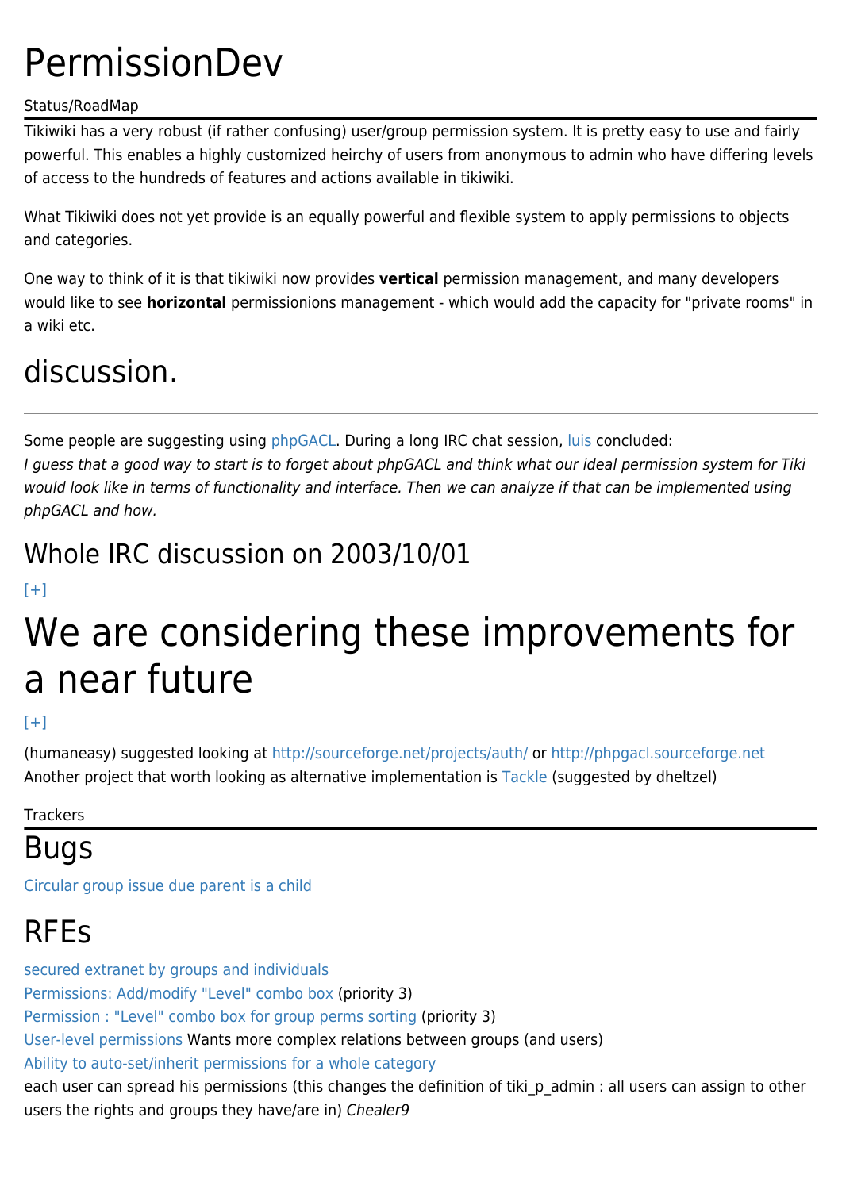# PermissionDev

Status/RoadMap

Tikiwiki has a very robust (if rather confusing) user/group permission system. It is pretty easy to use and fairly powerful. This enables a highly customized heirchy of users from anonymous to admin who have differing levels of access to the hundreds of features and actions available in tikiwiki.

What Tikiwiki does not yet provide is an equally powerful and flexible system to apply permissions to objects and categories.

One way to think of it is that tikiwiki now provides **vertical** permission management, and many developers would like to see **horizontal** permissionions management - which would add the capacity for "private rooms" in a wiki etc.

# discussion.

---

Some people are suggesting using phpGACL. During a long IRC chat session, luis concluded:
*I guess that a good way to start is to forget about phpGACL and think what our ideal permission system for Tiki would look like in terms of functionality and interface. Then we can analyze if that can be implemented using phpGACL and how.*

## Whole IRC discussion on 2003/10/01

[+]

# We are considering these improvements for a near future

[+]

(humaneasy) suggested looking at http://sourceforge.net/projects/auth/ or http://phpgacl.sourceforge.net
Another project that worth looking as alternative implementation is Tackle (suggested by dheltzel)

Trackers

# Bugs

Circular group issue due parent is a child

## RFEs

secured extranet by groups and individuals
Permissions: Add/modify "Level" combo box (priority 3)
Permission : "Level" combo box for group perms sorting (priority 3)
User-level permissions Wants more complex relations between groups (and users)
Ability to auto-set/inherit permissions for a whole category
each user can spread his permissions (this changes the definition of tiki_p_admin : all users can assign to other users the rights and groups they have/are in) *Chealer9*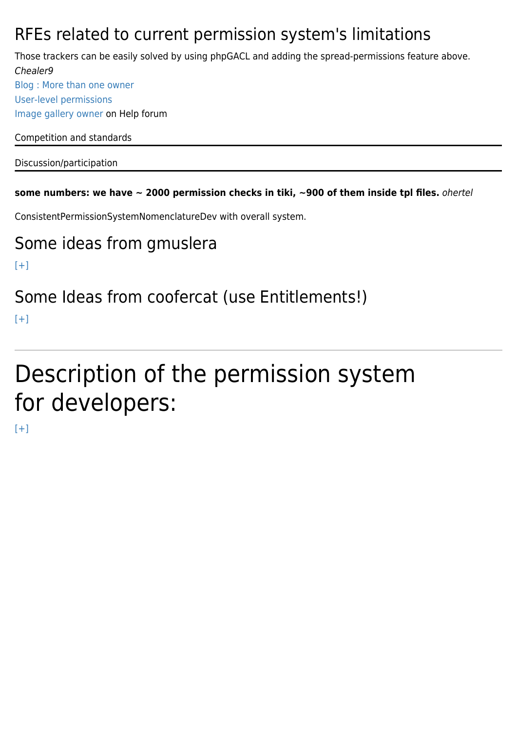## RFEs related to current permission system's limitations

Those trackers can be easily solved by using phpGACL and adding the spread-permissions feature above. *Chealer9*

Blog : More than one owner

User-level permissions

Image gallery owner on Help forum

Competition and standards

Discussion/participation

**some numbers: we have ~ 2000 permission checks in tiki, ~900 of them inside tpl files.** *ohertel*

ConsistentPermissionSystemNomenclatureDev with overall system.

## Some ideas from gmuslera

[+]

## Some Ideas from coofercat (use Entitlements!)

[+]

---

# Description of the permission system for developers:

[+]